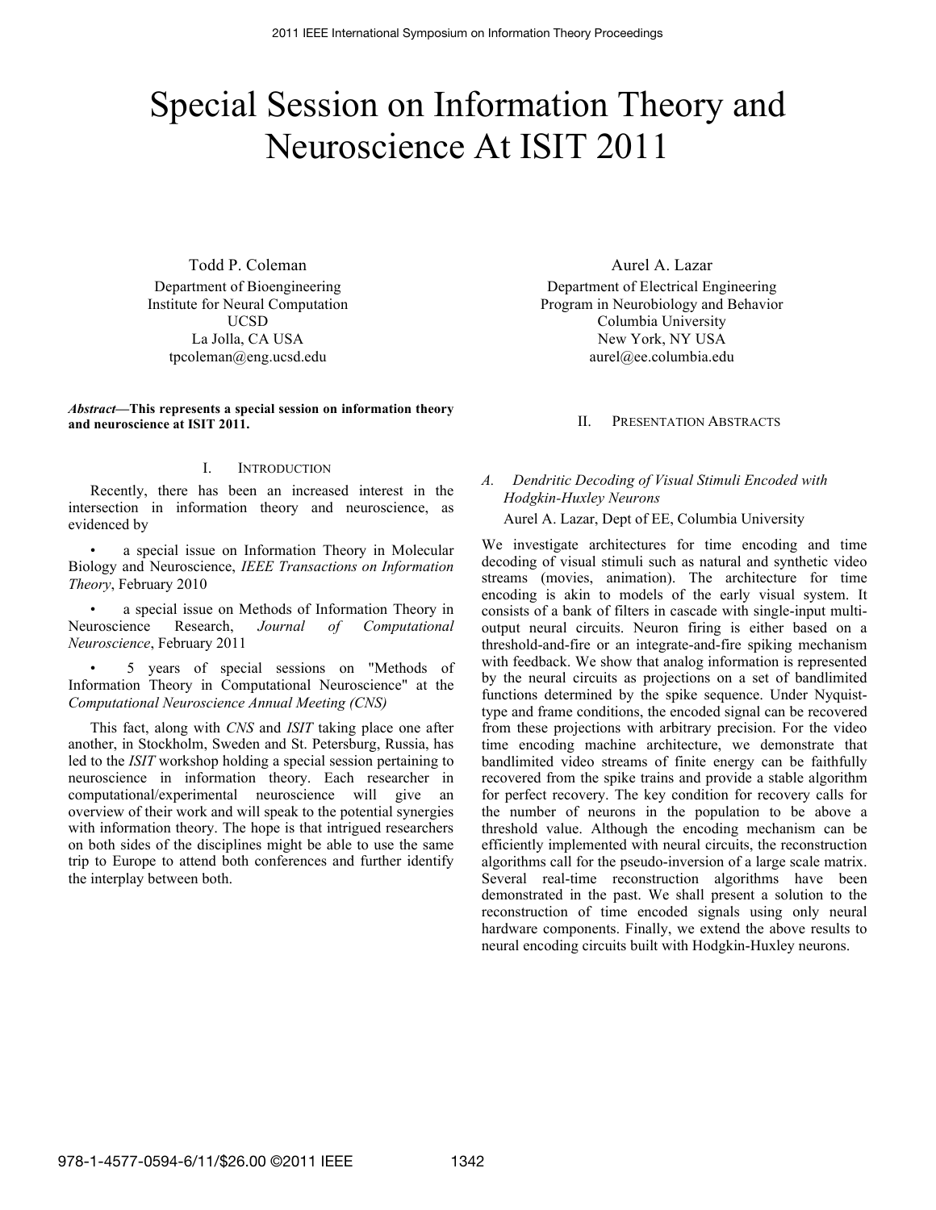# Special Session on Information Theory and Neuroscience At ISIT 2011

Todd P. Coleman
Department of Bioengineering
Institute for Neural Computation
UCSD
La Jolla, CA USA
tpcoleman@eng.ucsd.edu

Aurel A. Lazar
Department of Electrical Engineering
Program in Neurobiology and Behavior
Columbia University
New York, NY USA
aurel@ee.columbia.edu

***Abstract*—This represents a special session on information theory and neuroscience at ISIT 2011.**

## I. Introduction

Recently, there has been an increased interest in the intersection in information theory and neuroscience, as evidenced by

- a special issue on Information Theory in Molecular Biology and Neuroscience, *IEEE Transactions on Information Theory*, February 2010
- a special issue on Methods of Information Theory in Neuroscience Research, *Journal of Computational Neuroscience*, February 2011
- 5 years of special sessions on "Methods of Information Theory in Computational Neuroscience" at the *Computational Neuroscience Annual Meeting (CNS)*

This fact, along with *CNS* and *ISIT* taking place one after another, in Stockholm, Sweden and St. Petersburg, Russia, has led to the *ISIT* workshop holding a special session pertaining to neuroscience in information theory. Each researcher in computational/experimental neuroscience will give an overview of their work and will speak to the potential synergies with information theory. The hope is that intrigued researchers on both sides of the disciplines might be able to use the same trip to Europe to attend both conferences and further identify the interplay between both.

## II. Presentation Abstracts

### *A. Dendritic Decoding of Visual Stimuli Encoded with Hodgkin-Huxley Neurons*

Aurel A. Lazar, Dept of EE, Columbia University

We investigate architectures for time encoding and time decoding of visual stimuli such as natural and synthetic video streams (movies, animation). The architecture for time encoding is akin to models of the early visual system. It consists of a bank of filters in cascade with single-input multi-output neural circuits. Neuron firing is either based on a threshold-and-fire or an integrate-and-fire spiking mechanism with feedback. We show that analog information is represented by the neural circuits as projections on a set of bandlimited functions determined by the spike sequence. Under Nyquist-type and frame conditions, the encoded signal can be recovered from these projections with arbitrary precision. For the video time encoding machine architecture, we demonstrate that bandlimited video streams of finite energy can be faithfully recovered from the spike trains and provide a stable algorithm for perfect recovery. The key condition for recovery calls for the number of neurons in the population to be above a threshold value. Although the encoding mechanism can be efficiently implemented with neural circuits, the reconstruction algorithms call for the pseudo-inversion of a large scale matrix. Several real-time reconstruction algorithms have been demonstrated in the past. We shall present a solution to the reconstruction of time encoded signals using only neural hardware components. Finally, we extend the above results to neural encoding circuits built with Hodgkin-Huxley neurons.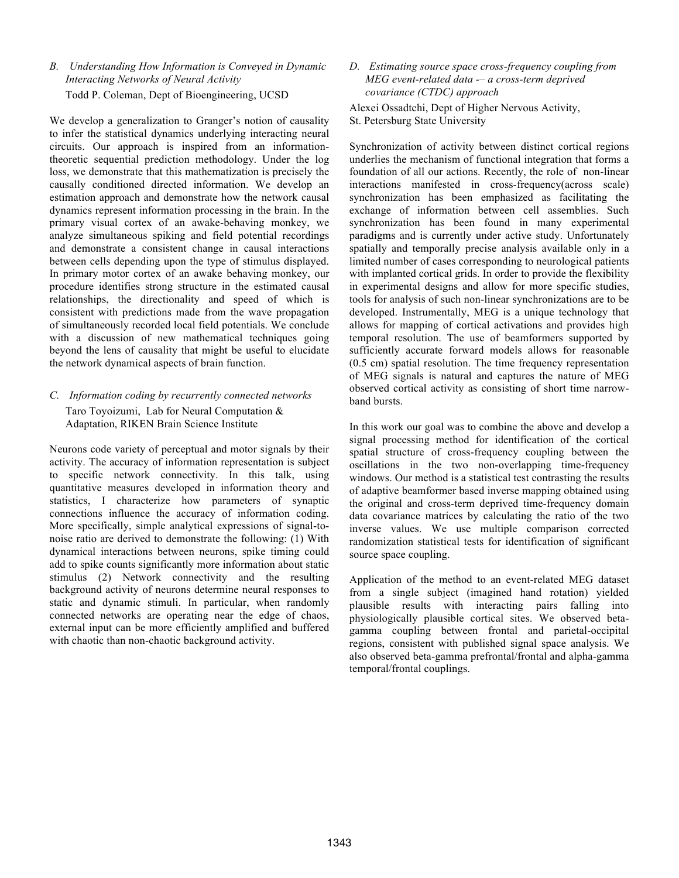### *B. Understanding How Information is Conveyed in Dynamic Interacting Networks of Neural Activity*

Todd P. Coleman, Dept of Bioengineering, UCSD

We develop a generalization to Granger's notion of causality to infer the statistical dynamics underlying interacting neural circuits. Our approach is inspired from an information-theoretic sequential prediction methodology. Under the log loss, we demonstrate that this mathematization is precisely the causally conditioned directed information. We develop an estimation approach and demonstrate how the network causal dynamics represent information processing in the brain. In the primary visual cortex of an awake-behaving monkey, we analyze simultaneous spiking and field potential recordings and demonstrate a consistent change in causal interactions between cells depending upon the type of stimulus displayed. In primary motor cortex of an awake behaving monkey, our procedure identifies strong structure in the estimated causal relationships, the directionality and speed of which is consistent with predictions made from the wave propagation of simultaneously recorded local field potentials. We conclude with a discussion of new mathematical techniques going beyond the lens of causality that might be useful to elucidate the network dynamical aspects of brain function.

### *C. Information coding by recurrently connected networks*

Taro Toyoizumi, Lab for Neural Computation & Adaptation, RIKEN Brain Science Institute

Neurons code variety of perceptual and motor signals by their activity. The accuracy of information representation is subject to specific network connectivity. In this talk, using quantitative measures developed in information theory and statistics, I characterize how parameters of synaptic connections influence the accuracy of information coding. More specifically, simple analytical expressions of signal-to-noise ratio are derived to demonstrate the following: (1) With dynamical interactions between neurons, spike timing could add to spike counts significantly more information about static stimulus (2) Network connectivity and the resulting background activity of neurons determine neural responses to static and dynamic stimuli. In particular, when randomly connected networks are operating near the edge of chaos, external input can be more efficiently amplified and buffered with chaotic than non-chaotic background activity.

### *D. Estimating source space cross-frequency coupling from MEG event-related data -– a cross-term deprived covariance (CTDC) approach*

Alexei Ossadtchi, Dept of Higher Nervous Activity, St. Petersburg State University

Synchronization of activity between distinct cortical regions underlies the mechanism of functional integration that forms a foundation of all our actions. Recently, the role of non-linear interactions manifested in cross-frequency(across scale) synchronization has been emphasized as facilitating the exchange of information between cell assemblies. Such synchronization has been found in many experimental paradigms and is currently under active study. Unfortunately spatially and temporally precise analysis available only in a limited number of cases corresponding to neurological patients with implanted cortical grids. In order to provide the flexibility in experimental designs and allow for more specific studies, tools for analysis of such non-linear synchronizations are to be developed. Instrumentally, MEG is a unique technology that allows for mapping of cortical activations and provides high temporal resolution. The use of beamformers supported by sufficiently accurate forward models allows for reasonable (0.5 cm) spatial resolution. The time frequency representation of MEG signals is natural and captures the nature of MEG observed cortical activity as consisting of short time narrow-band bursts.

In this work our goal was to combine the above and develop a signal processing method for identification of the cortical spatial structure of cross-frequency coupling between the oscillations in the two non-overlapping time-frequency windows. Our method is a statistical test contrasting the results of adaptive beamformer based inverse mapping obtained using the original and cross-term deprived time-frequency domain data covariance matrices by calculating the ratio of the two inverse values. We use multiple comparison corrected randomization statistical tests for identification of significant source space coupling.

Application of the method to an event-related MEG dataset from a single subject (imagined hand rotation) yielded plausible results with interacting pairs falling into physiologically plausible cortical sites. We observed beta-gamma coupling between frontal and parietal-occipital regions, consistent with published signal space analysis. We also observed beta-gamma prefrontal/frontal and alpha-gamma temporal/frontal couplings.